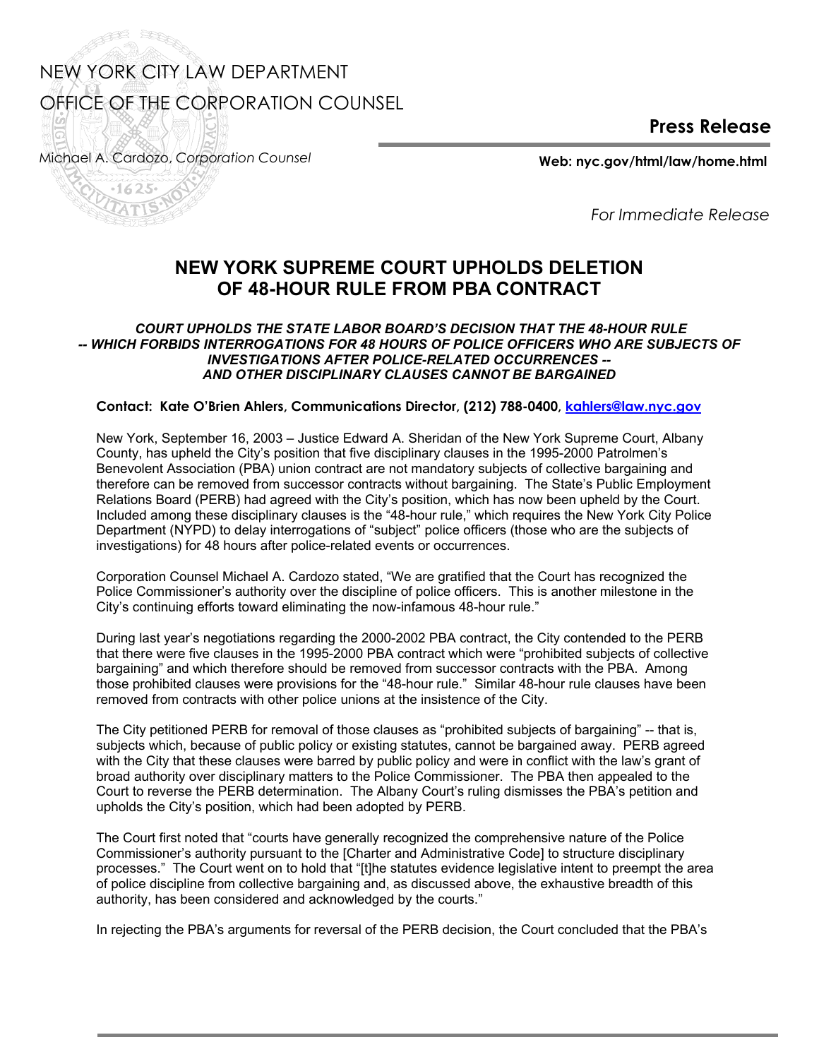NEW YORK CITY LAW DEPARTMENT

OFFICE OF THE CORPORATION COUNSEL

*Michael A. Cardozo, Corporation Counsel*

**Press Release**

**Web: nyc.gov/html/law/home.html**

*For Immediate Release*

# NEW YORK SUPREME COURT UPHOLDS DELETION OF 48-HOUR RULE FROM PBA CONTRACT

***COURT UPHOLDS THE STATE LABOR BOARD'S DECISION THAT THE 48-HOUR RULE -- WHICH FORBIDS INTERROGATIONS FOR 48 HOURS OF POLICE OFFICERS WHO ARE SUBJECTS OF INVESTIGATIONS AFTER POLICE-RELATED OCCURRENCES -- AND OTHER DISCIPLINARY CLAUSES CANNOT BE BARGAINED***

**Contact: Kate O'Brien Ahlers, Communications Director, (212) 788-0400, kahlers@law.nyc.gov**

New York, September 16, 2003 – Justice Edward A. Sheridan of the New York Supreme Court, Albany County, has upheld the City's position that five disciplinary clauses in the 1995-2000 Patrolmen's Benevolent Association (PBA) union contract are not mandatory subjects of collective bargaining and therefore can be removed from successor contracts without bargaining. The State's Public Employment Relations Board (PERB) had agreed with the City's position, which has now been upheld by the Court. Included among these disciplinary clauses is the "48-hour rule," which requires the New York City Police Department (NYPD) to delay interrogations of "subject" police officers (those who are the subjects of investigations) for 48 hours after police-related events or occurrences.

Corporation Counsel Michael A. Cardozo stated, "We are gratified that the Court has recognized the Police Commissioner's authority over the discipline of police officers. This is another milestone in the City's continuing efforts toward eliminating the now-infamous 48-hour rule."

During last year's negotiations regarding the 2000-2002 PBA contract, the City contended to the PERB that there were five clauses in the 1995-2000 PBA contract which were "prohibited subjects of collective bargaining" and which therefore should be removed from successor contracts with the PBA. Among those prohibited clauses were provisions for the "48-hour rule." Similar 48-hour rule clauses have been removed from contracts with other police unions at the insistence of the City.

The City petitioned PERB for removal of those clauses as "prohibited subjects of bargaining" -- that is, subjects which, because of public policy or existing statutes, cannot be bargained away. PERB agreed with the City that these clauses were barred by public policy and were in conflict with the law's grant of broad authority over disciplinary matters to the Police Commissioner. The PBA then appealed to the Court to reverse the PERB determination. The Albany Court's ruling dismisses the PBA's petition and upholds the City's position, which had been adopted by PERB.

The Court first noted that "courts have generally recognized the comprehensive nature of the Police Commissioner's authority pursuant to the [Charter and Administrative Code] to structure disciplinary processes." The Court went on to hold that "[t]he statutes evidence legislative intent to preempt the area of police discipline from collective bargaining and, as discussed above, the exhaustive breadth of this authority, has been considered and acknowledged by the courts."

In rejecting the PBA's arguments for reversal of the PERB decision, the Court concluded that the PBA's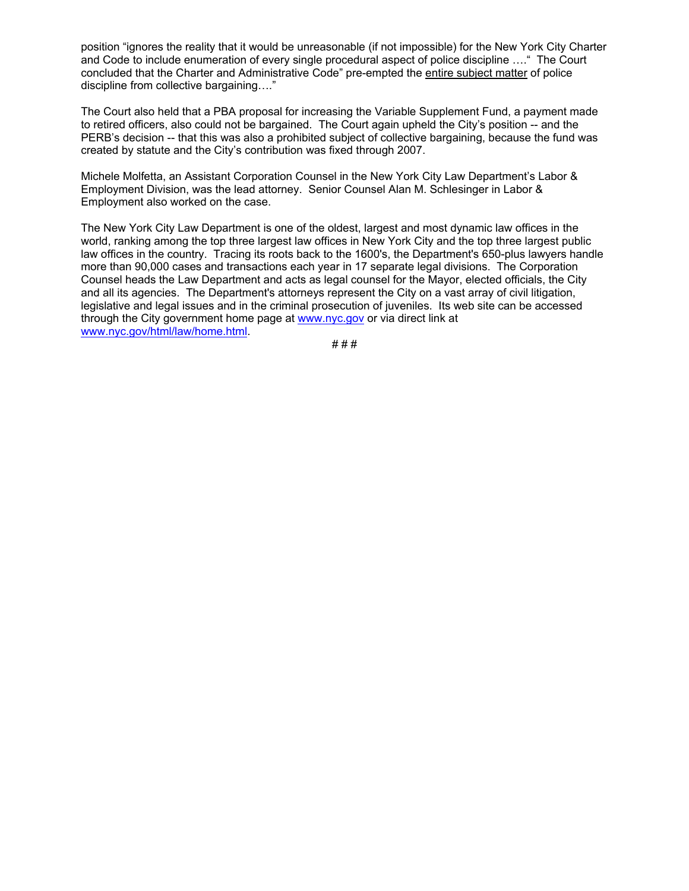position “ignores the reality that it would be unreasonable (if not impossible) for the New York City Charter and Code to include enumeration of every single procedural aspect of police discipline ….“ The Court concluded that the Charter and Administrative Code” pre-empted the entire subject matter of police discipline from collective bargaining….”

The Court also held that a PBA proposal for increasing the Variable Supplement Fund, a payment made to retired officers, also could not be bargained. The Court again upheld the City’s position -- and the PERB’s decision -- that this was also a prohibited subject of collective bargaining, because the fund was created by statute and the City’s contribution was fixed through 2007.

Michele Molfetta, an Assistant Corporation Counsel in the New York City Law Department’s Labor & Employment Division, was the lead attorney. Senior Counsel Alan M. Schlesinger in Labor & Employment also worked on the case.

The New York City Law Department is one of the oldest, largest and most dynamic law offices in the world, ranking among the top three largest law offices in New York City and the top three largest public law offices in the country. Tracing its roots back to the 1600's, the Department's 650-plus lawyers handle more than 90,000 cases and transactions each year in 17 separate legal divisions. The Corporation Counsel heads the Law Department and acts as legal counsel for the Mayor, elected officials, the City and all its agencies. The Department's attorneys represent the City on a vast array of civil litigation, legislative and legal issues and in the criminal prosecution of juveniles. Its web site can be accessed through the City government home page at www.nyc.gov or via direct link at www.nyc.gov/html/law/home.html.

# # #